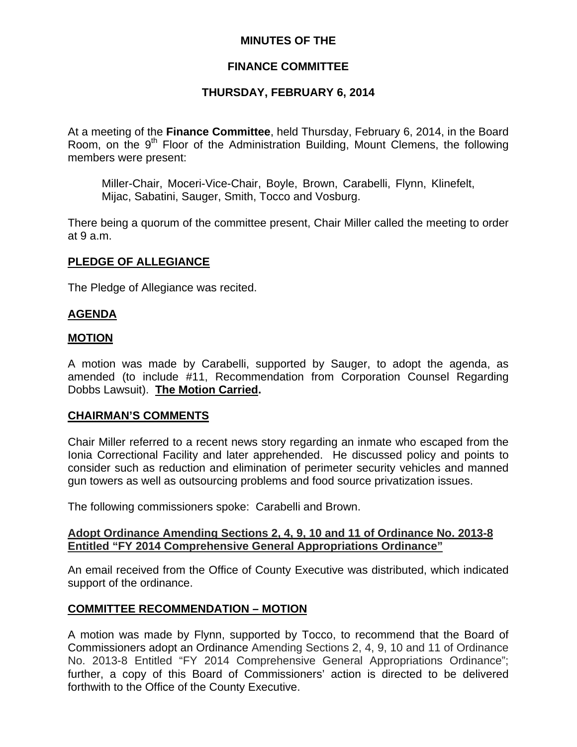# MINUTES OF THE

# FINANCE COMMITTEE

# THURSDAY, FEBRUARY 6, 2014

At a meeting of the **Finance Committee**, held Thursday, February 6, 2014, in the Board Room, on the 9th Floor of the Administration Building, Mount Clemens, the following members were present:

> Miller-Chair, Moceri-Vice-Chair, Boyle, Brown, Carabelli, Flynn, Klinefelt, Mijac, Sabatini, Sauger, Smith, Tocco and Vosburg.

There being a quorum of the committee present, Chair Miller called the meeting to order at 9 a.m.

## PLEDGE OF ALLEGIANCE

The Pledge of Allegiance was recited.

## AGENDA

## MOTION

A motion was made by Carabelli, supported by Sauger, to adopt the agenda, as amended (to include #11, Recommendation from Corporation Counsel Regarding Dobbs Lawsuit). **The Motion Carried.**

## CHAIRMAN'S COMMENTS

Chair Miller referred to a recent news story regarding an inmate who escaped from the Ionia Correctional Facility and later apprehended. He discussed policy and points to consider such as reduction and elimination of perimeter security vehicles and manned gun towers as well as outsourcing problems and food source privatization issues.

The following commissioners spoke: Carabelli and Brown.

## Adopt Ordinance Amending Sections 2, 4, 9, 10 and 11 of Ordinance No. 2013-8 Entitled "FY 2014 Comprehensive General Appropriations Ordinance"

An email received from the Office of County Executive was distributed, which indicated support of the ordinance.

## COMMITTEE RECOMMENDATION – MOTION

A motion was made by Flynn, supported by Tocco, to recommend that the Board of Commissioners adopt an Ordinance Amending Sections 2, 4, 9, 10 and 11 of Ordinance No. 2013-8 Entitled "FY 2014 Comprehensive General Appropriations Ordinance"; further, a copy of this Board of Commissioners' action is directed to be delivered forthwith to the Office of the County Executive.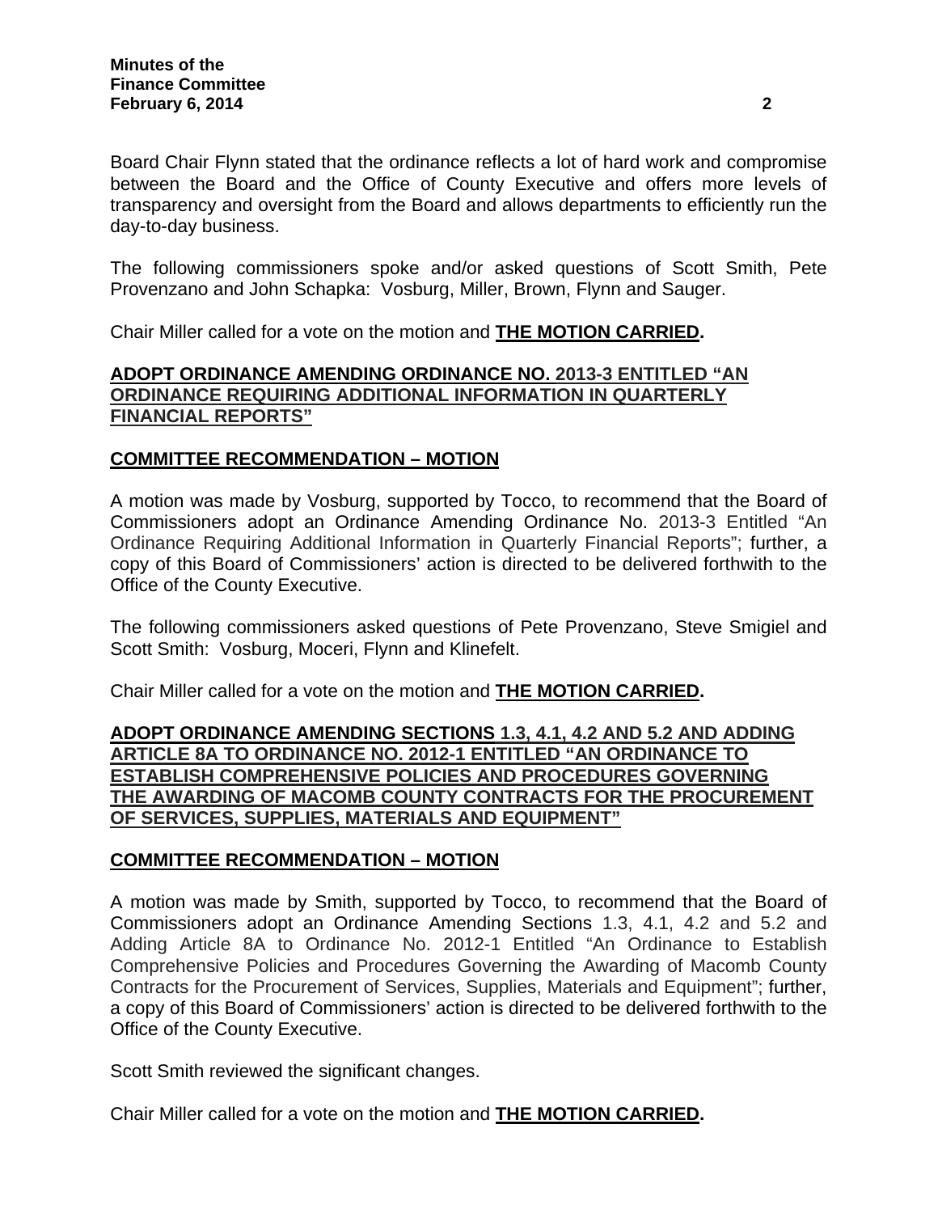Board Chair Flynn stated that the ordinance reflects a lot of hard work and compromise between the Board and the Office of County Executive and offers more levels of transparency and oversight from the Board and allows departments to efficiently run the day-to-day business.

The following commissioners spoke and/or asked questions of Scott Smith, Pete Provenzano and John Schapka: Vosburg, Miller, Brown, Flynn and Sauger.

Chair Miller called for a vote on the motion and **THE MOTION CARRIED.**

## ADOPT ORDINANCE AMENDING ORDINANCE NO. 2013-3 ENTITLED "AN ORDINANCE REQUIRING ADDITIONAL INFORMATION IN QUARTERLY FINANCIAL REPORTS"

### COMMITTEE RECOMMENDATION – MOTION

A motion was made by Vosburg, supported by Tocco, to recommend that the Board of Commissioners adopt an Ordinance Amending Ordinance No. 2013-3 Entitled "An Ordinance Requiring Additional Information in Quarterly Financial Reports"; further, a copy of this Board of Commissioners' action is directed to be delivered forthwith to the Office of the County Executive.

The following commissioners asked questions of Pete Provenzano, Steve Smigiel and Scott Smith: Vosburg, Moceri, Flynn and Klinefelt.

Chair Miller called for a vote on the motion and **THE MOTION CARRIED.**

## ADOPT ORDINANCE AMENDING SECTIONS 1.3, 4.1, 4.2 AND 5.2 AND ADDING ARTICLE 8A TO ORDINANCE NO. 2012-1 ENTITLED "AN ORDINANCE TO ESTABLISH COMPREHENSIVE POLICIES AND PROCEDURES GOVERNING THE AWARDING OF MACOMB COUNTY CONTRACTS FOR THE PROCUREMENT OF SERVICES, SUPPLIES, MATERIALS AND EQUIPMENT"

### COMMITTEE RECOMMENDATION – MOTION

A motion was made by Smith, supported by Tocco, to recommend that the Board of Commissioners adopt an Ordinance Amending Sections 1.3, 4.1, 4.2 and 5.2 and Adding Article 8A to Ordinance No. 2012-1 Entitled "An Ordinance to Establish Comprehensive Policies and Procedures Governing the Awarding of Macomb County Contracts for the Procurement of Services, Supplies, Materials and Equipment"; further, a copy of this Board of Commissioners' action is directed to be delivered forthwith to the Office of the County Executive.

Scott Smith reviewed the significant changes.

Chair Miller called for a vote on the motion and **THE MOTION CARRIED.**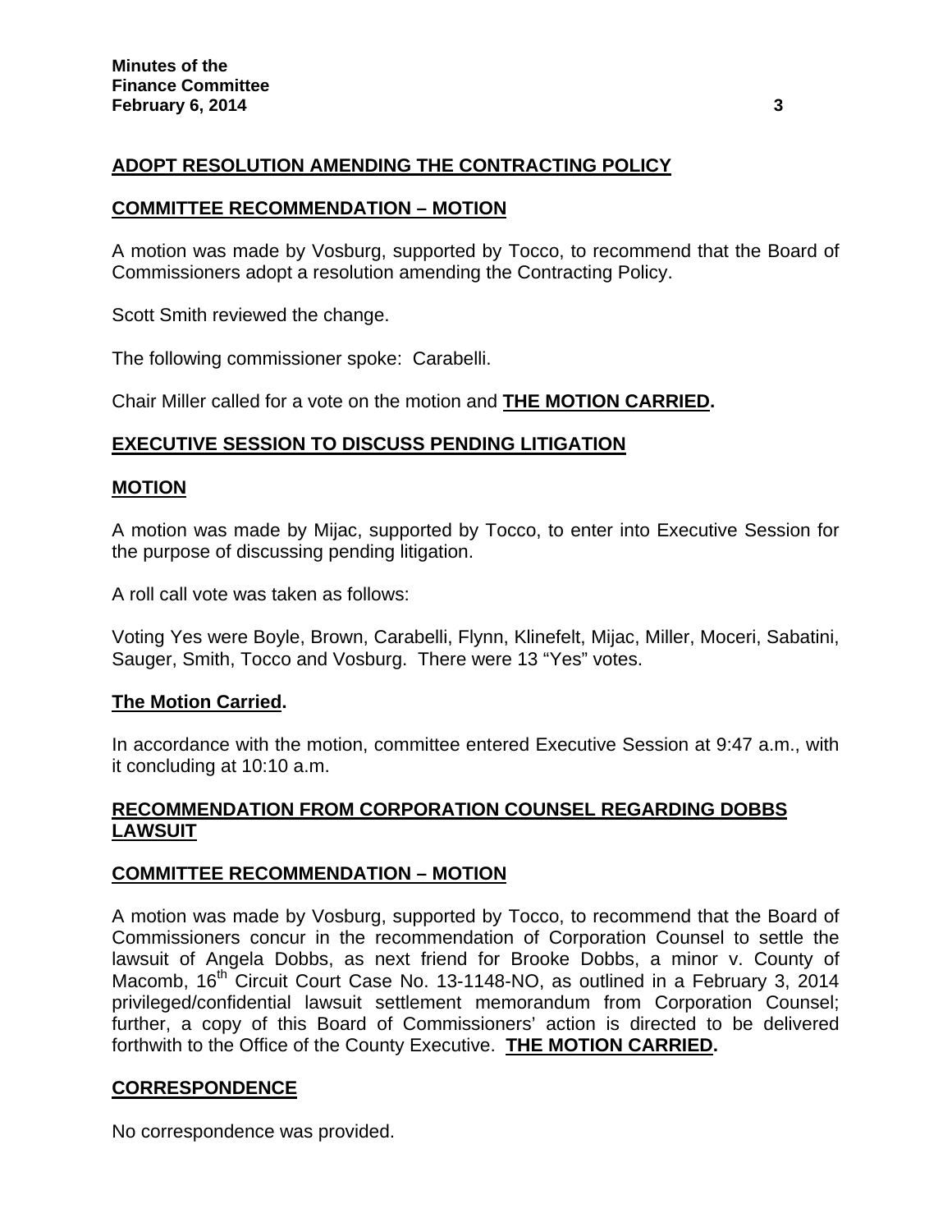## ADOPT RESOLUTION AMENDING THE CONTRACTING POLICY

### COMMITTEE RECOMMENDATION – MOTION

A motion was made by Vosburg, supported by Tocco, to recommend that the Board of Commissioners adopt a resolution amending the Contracting Policy.

Scott Smith reviewed the change.

The following commissioner spoke: Carabelli.

Chair Miller called for a vote on the motion and **THE MOTION CARRIED.**

## EXECUTIVE SESSION TO DISCUSS PENDING LITIGATION

### MOTION

A motion was made by Mijac, supported by Tocco, to enter into Executive Session for the purpose of discussing pending litigation.

A roll call vote was taken as follows:

Voting Yes were Boyle, Brown, Carabelli, Flynn, Klinefelt, Mijac, Miller, Moceri, Sabatini, Sauger, Smith, Tocco and Vosburg. There were 13 "Yes" votes.

**The Motion Carried.**

In accordance with the motion, committee entered Executive Session at 9:47 a.m., with it concluding at 10:10 a.m.

## RECOMMENDATION FROM CORPORATION COUNSEL REGARDING DOBBS LAWSUIT

### COMMITTEE RECOMMENDATION – MOTION

A motion was made by Vosburg, supported by Tocco, to recommend that the Board of Commissioners concur in the recommendation of Corporation Counsel to settle the lawsuit of Angela Dobbs, as next friend for Brooke Dobbs, a minor v. County of Macomb, 16th Circuit Court Case No. 13-1148-NO, as outlined in a February 3, 2014 privileged/confidential lawsuit settlement memorandum from Corporation Counsel; further, a copy of this Board of Commissioners' action is directed to be delivered forthwith to the Office of the County Executive. **THE MOTION CARRIED.**

## CORRESPONDENCE

No correspondence was provided.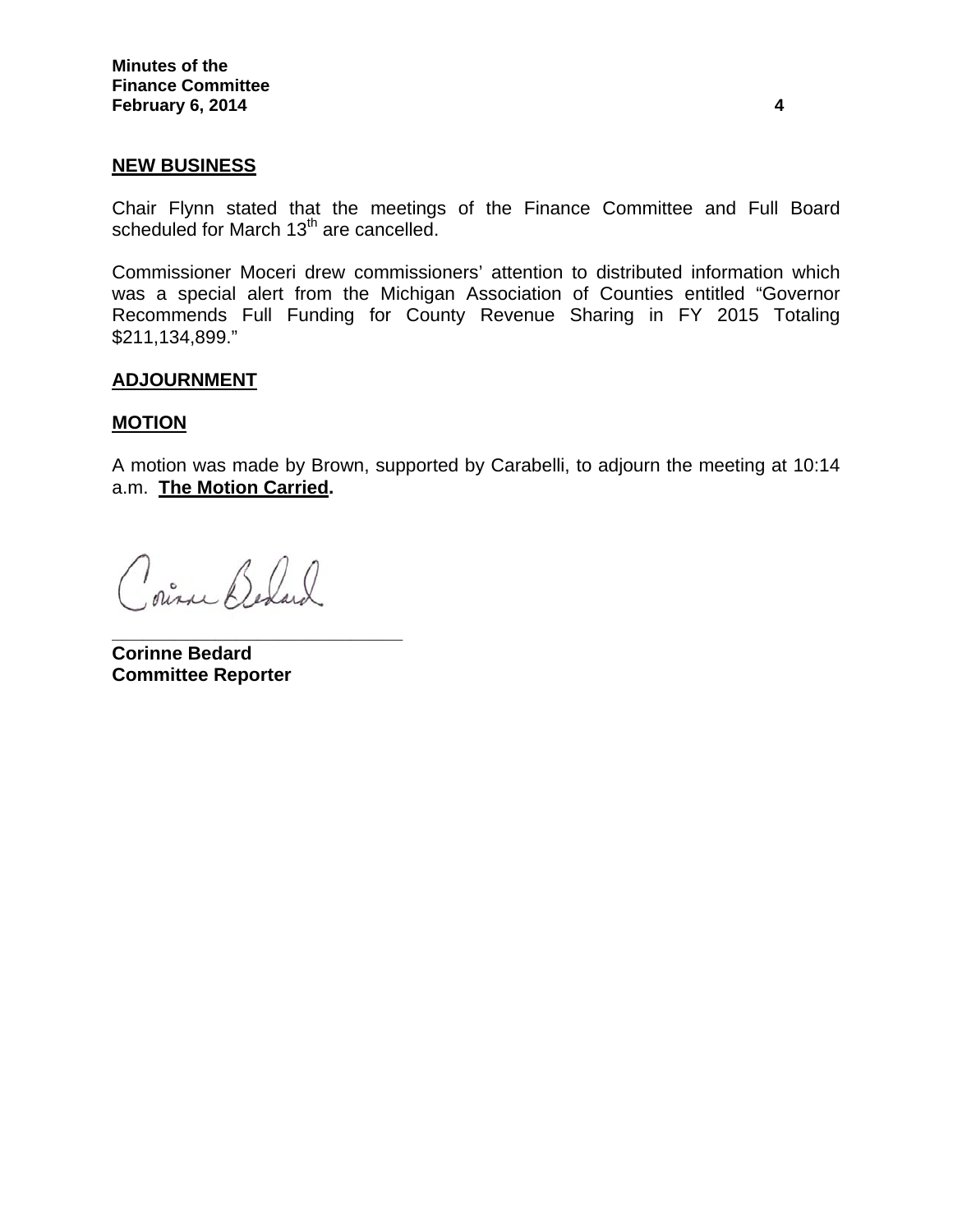## NEW BUSINESS

Chair Flynn stated that the meetings of the Finance Committee and Full Board scheduled for March 13th are cancelled.

Commissioner Moceri drew commissioners' attention to distributed information which was a special alert from the Michigan Association of Counties entitled "Governor Recommends Full Funding for County Revenue Sharing in FY 2015 Totaling $211,134,899."

## ADJOURNMENT

## MOTION

A motion was made by Brown, supported by Carabelli, to adjourn the meeting at 10:14 a.m. **The Motion Carried.**

Corinne Bedard

_______________________________

**Corinne Bedard**
**Committee Reporter**